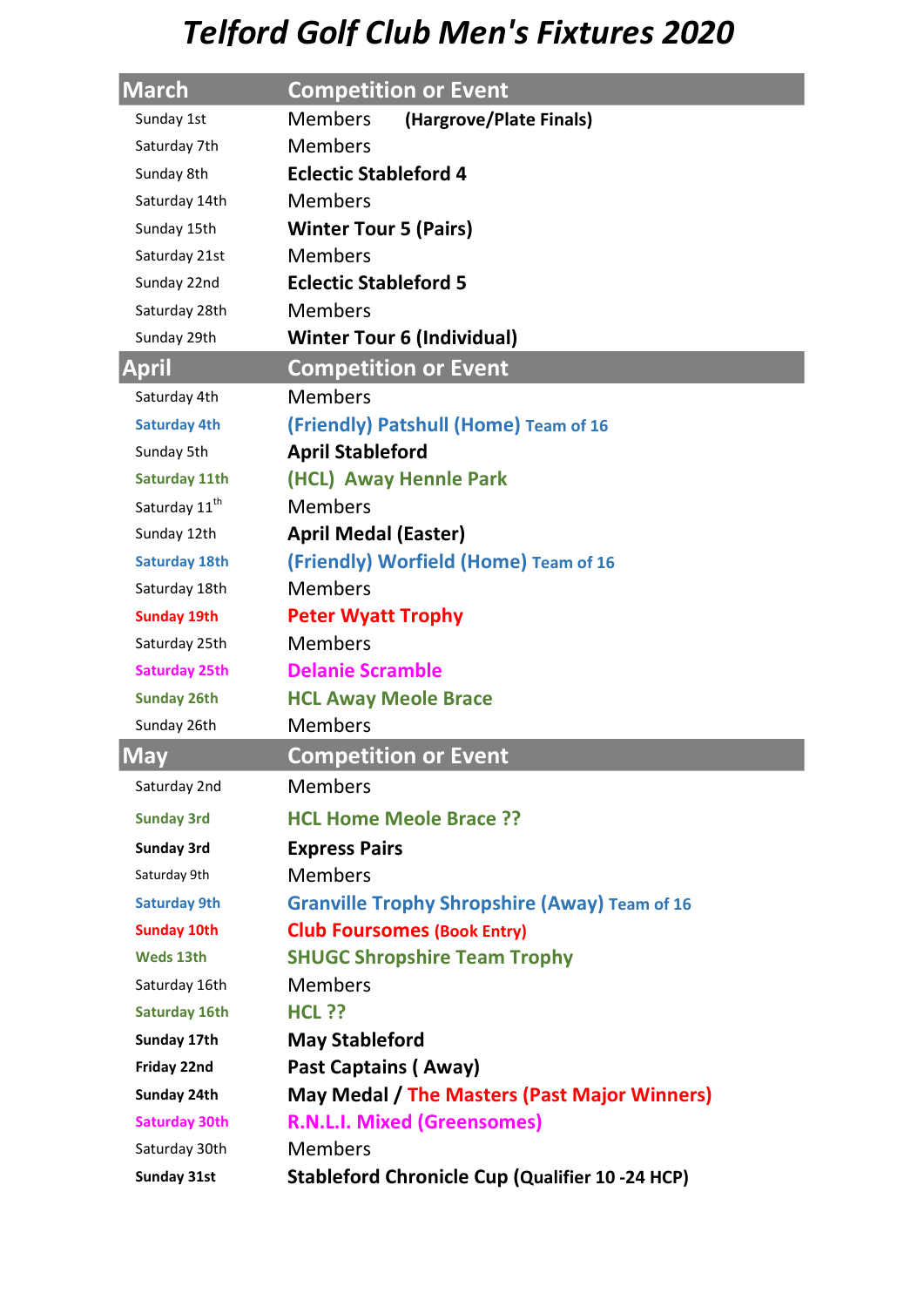# Telford Golf Club Men's Fixtures 2020

| March | Competition or Event |
|---|---|
| Sunday 1st | Members **(Hargrove/Plate Finals)** |
| Saturday 7th | Members |
| Sunday 8th | **Eclectic Stableford 4** |
| Saturday 14th | Members |
| Sunday 15th | **Winter Tour 5 (Pairs)** |
| Saturday 21st | Members |
| Sunday 22nd | **Eclectic Stableford 5** |
| Saturday 28th | Members |
| Sunday 29th | **Winter Tour 6 (Individual)** |
| **April** | **Competition or Event** |
| Saturday 4th | Members |
| **Saturday 4th** | **(Friendly) Patshull (Home) Team of 16** |
| Sunday 5th | **April Stableford** |
| **Saturday 11th** | **(HCL) Away Hennle Park** |
| Saturday 11th | Members |
| Sunday 12th | **April Medal (Easter)** |
| **Saturday 18th** | **(Friendly) Worfield (Home) Team of 16** |
| Saturday 18th | Members |
| **Sunday 19th** | **Peter Wyatt Trophy** |
| Saturday 25th | Members |
| **Saturday 25th** | **Delanie Scramble** |
| **Sunday 26th** | **HCL Away Meole Brace** |
| Sunday 26th | Members |
| **May** | **Competition or Event** |
| Saturday 2nd | Members |
| **Sunday 3rd** | **HCL Home Meole Brace ??** |
| **Sunday 3rd** | **Express Pairs** |
| Saturday 9th | Members |
| **Saturday 9th** | **Granville Trophy Shropshire (Away) Team of 16** |
| **Sunday 10th** | **Club Foursomes (Book Entry)** |
| **Weds 13th** | **SHUGC Shropshire Team Trophy** |
| Saturday 16th | Members |
| **Saturday 16th** | **HCL ??** |
| **Sunday 17th** | **May Stableford** |
| **Friday 22nd** | **Past Captains ( Away)** |
| **Sunday 24th** | **May Medal / The Masters (Past Major Winners)** |
| **Saturday 30th** | **R.N.L.I. Mixed (Greensomes)** |
| Saturday 30th | Members |
| **Sunday 31st** | **Stableford Chronicle Cup (Qualifier 10 -24 HCP)** |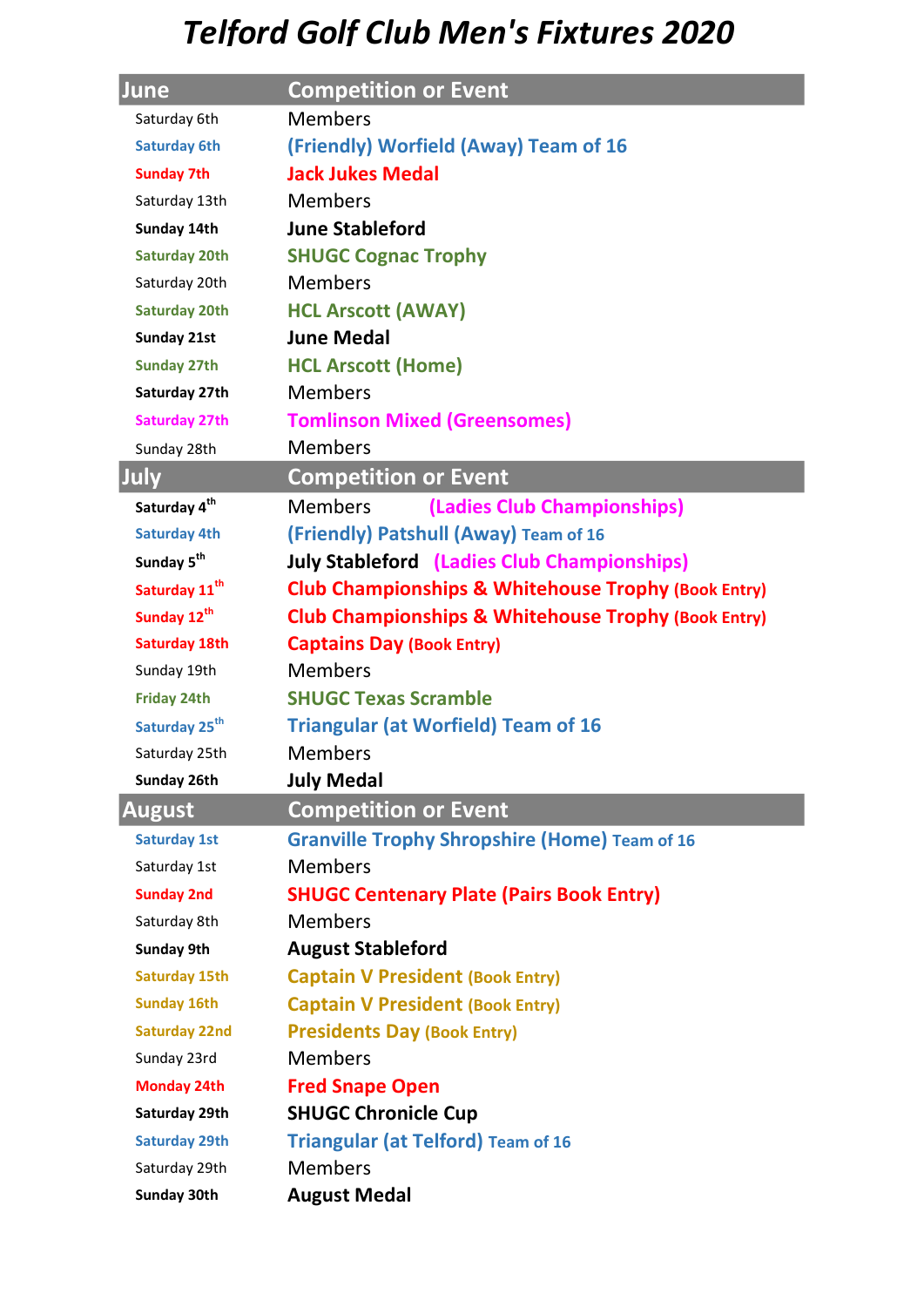# Telford Golf Club Men's Fixtures 2020

| June | Competition or Event |
|---|---|
| Saturday 6th | Members |
| Saturday 6th | (Friendly) Worfield (Away) Team of 16 |
| Sunday 7th | Jack Jukes Medal |
| Saturday 13th | Members |
| Sunday 14th | June Stableford |
| Saturday 20th | SHUGC Cognac Trophy |
| Saturday 20th | Members |
| Saturday 20th | HCL Arscott (AWAY) |
| Sunday 21st | June Medal |
| Sunday 27th | HCL Arscott (Home) |
| Saturday 27th | Members |
| Saturday 27th | Tomlinson Mixed (Greensomes) |
| Sunday 28th | Members |
| **July** | **Competition or Event** |
| Saturday 4th | Members (Ladies Club Championships) |
| Saturday 4th | (Friendly) Patshull (Away) Team of 16 |
| Sunday 5th | July Stableford (Ladies Club Championships) |
| Saturday 11th | Club Championships & Whitehouse Trophy (Book Entry) |
| Sunday 12th | Club Championships & Whitehouse Trophy (Book Entry) |
| Saturday 18th | Captains Day (Book Entry) |
| Sunday 19th | Members |
| Friday 24th | SHUGC Texas Scramble |
| Saturday 25th | Triangular (at Worfield) Team of 16 |
| Saturday 25th | Members |
| Sunday 26th | July Medal |
| **August** | **Competition or Event** |
| Saturday 1st | Granville Trophy Shropshire (Home) Team of 16 |
| Saturday 1st | Members |
| Sunday 2nd | SHUGC Centenary Plate (Pairs Book Entry) |
| Saturday 8th | Members |
| Sunday 9th | August Stableford |
| Saturday 15th | Captain V President (Book Entry) |
| Sunday 16th | Captain V President (Book Entry) |
| Saturday 22nd | Presidents Day (Book Entry) |
| Sunday 23rd | Members |
| Monday 24th | Fred Snape Open |
| Saturday 29th | SHUGC Chronicle Cup |
| Saturday 29th | Triangular (at Telford) Team of 16 |
| Saturday 29th | Members |
| Sunday 30th | August Medal |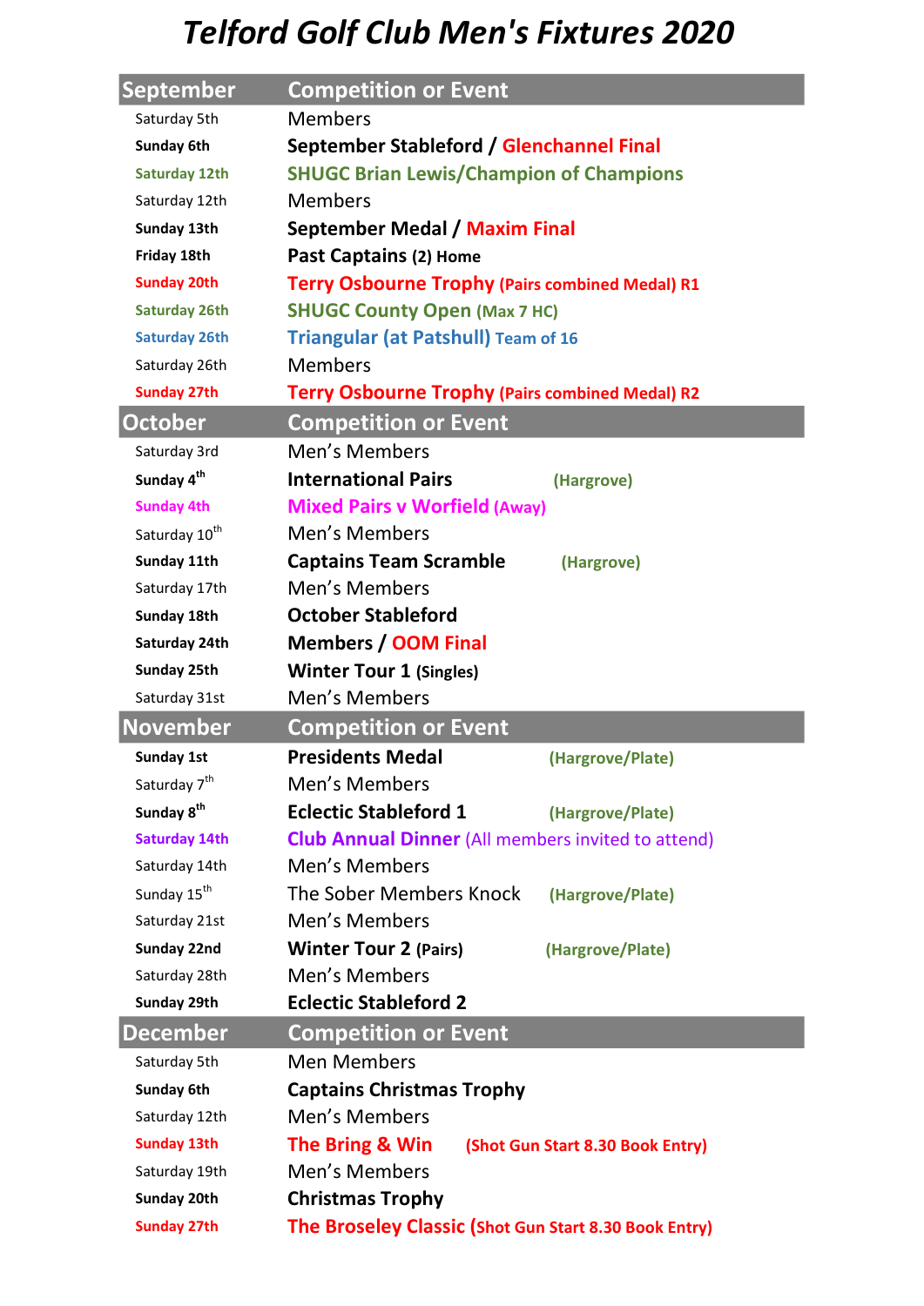# Telford Golf Club Men's Fixtures 2020

| September | Competition or Event |
|---|---|
| Saturday 5th | Members |
| **Sunday 6th** | **September Stableford / Glenchannel Final** |
| **Saturday 12th** | **SHUGC Brian Lewis/Champion of Champions** |
| Saturday 12th | Members |
| **Sunday 13th** | **September Medal / Maxim Final** |
| **Friday 18th** | **Past Captains (2) Home** |
| **Sunday 20th** | **Terry Osbourne Trophy (Pairs combined Medal) R1** |
| **Saturday 26th** | **SHUGC County Open (Max 7 HC)** |
| **Saturday 26th** | **Triangular (at Patshull) Team of 16** |
| Saturday 26th | Members |
| **Sunday 27th** | **Terry Osbourne Trophy (Pairs combined Medal) R2** |
| **October** | **Competition or Event** |
| Saturday 3rd | Men's Members |
| **Sunday 4th** | **International Pairs (Hargrove)** |
| **Sunday 4th** | **Mixed Pairs v Worfield (Away)** |
| Saturday 10th | Men's Members |
| **Sunday 11th** | **Captains Team Scramble (Hargrove)** |
| Saturday 17th | Men's Members |
| **Sunday 18th** | **October Stableford** |
| **Saturday 24th** | **Members / OOM Final** |
| **Sunday 25th** | **Winter Tour 1 (Singles)** |
| Saturday 31st | Men's Members |
| **November** | **Competition or Event** |
| **Sunday 1st** | **Presidents Medal (Hargrove/Plate)** |
| Saturday 7th | Men's Members |
| **Sunday 8th** | **Eclectic Stableford 1 (Hargrove/Plate)** |
| **Saturday 14th** | **Club Annual Dinner** (All members invited to attend) |
| Saturday 14th | Men's Members |
| Sunday 15th | The Sober Members Knock **(Hargrove/Plate)** |
| Saturday 21st | Men's Members |
| **Sunday 22nd** | **Winter Tour 2 (Pairs) (Hargrove/Plate)** |
| Saturday 28th | Men's Members |
| **Sunday 29th** | **Eclectic Stableford 2** |
| **December** | **Competition or Event** |
| Saturday 5th | Men Members |
| **Sunday 6th** | **Captains Christmas Trophy** |
| Saturday 12th | Men's Members |
| **Sunday 13th** | **The Bring & Win (Shot Gun Start 8.30 Book Entry)** |
| Saturday 19th | Men's Members |
| **Sunday 20th** | **Christmas Trophy** |
| **Sunday 27th** | **The Broseley Classic (Shot Gun Start 8.30 Book Entry)** |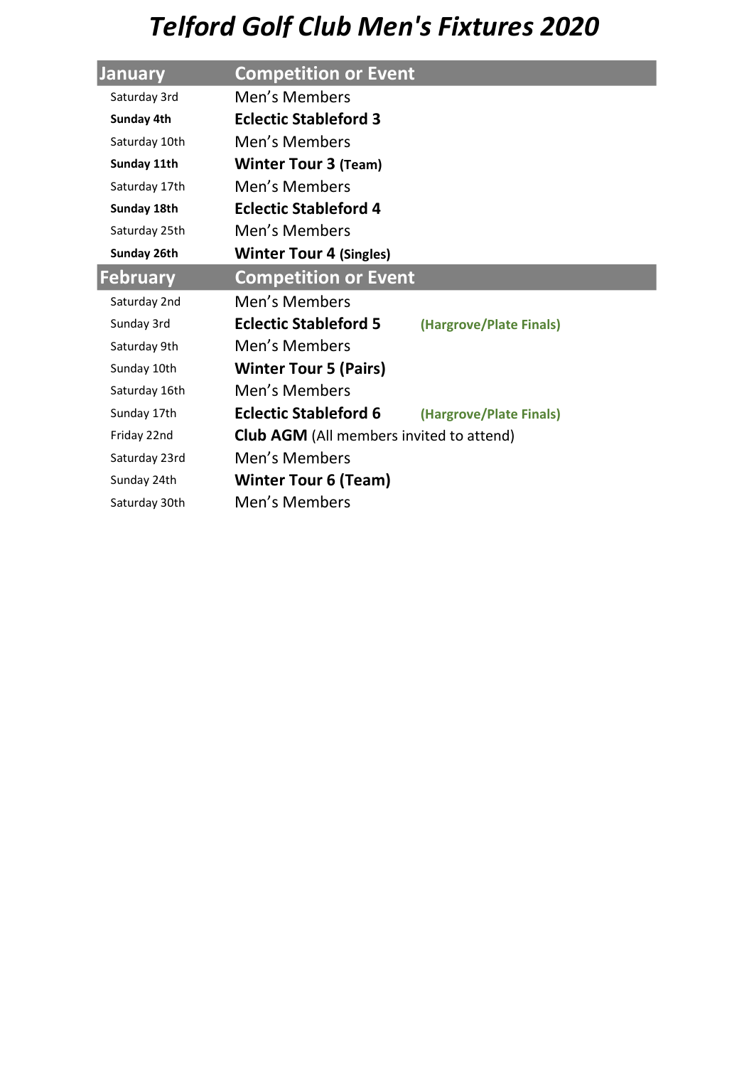# Telford Golf Club Men's Fixtures 2020

| January | Competition or Event | |
|---|---|---|
| Saturday 3rd | Men's Members | |
| **Sunday 4th** | **Eclectic Stableford 3** | |
| Saturday 10th | Men's Members | |
| **Sunday 11th** | **Winter Tour 3 (Team)** | |
| Saturday 17th | Men's Members | |
| **Sunday 18th** | **Eclectic Stableford 4** | |
| Saturday 25th | Men's Members | |
| **Sunday 26th** | **Winter Tour 4 (Singles)** | |

| February | Competition or Event | |
|---|---|---|
| Saturday 2nd | Men's Members | |
| Sunday 3rd | **Eclectic Stableford 5** | **(Hargrove/Plate Finals)** |
| Saturday 9th | Men's Members | |
| Sunday 10th | **Winter Tour 5 (Pairs)** | |
| Saturday 16th | Men's Members | |
| Sunday 17th | **Eclectic Stableford 6** | **(Hargrove/Plate Finals)** |
| Friday 22nd | **Club AGM** (All members invited to attend) | |
| Saturday 23rd | Men's Members | |
| Sunday 24th | **Winter Tour 6 (Team)** | |
| Saturday 30th | Men's Members | |